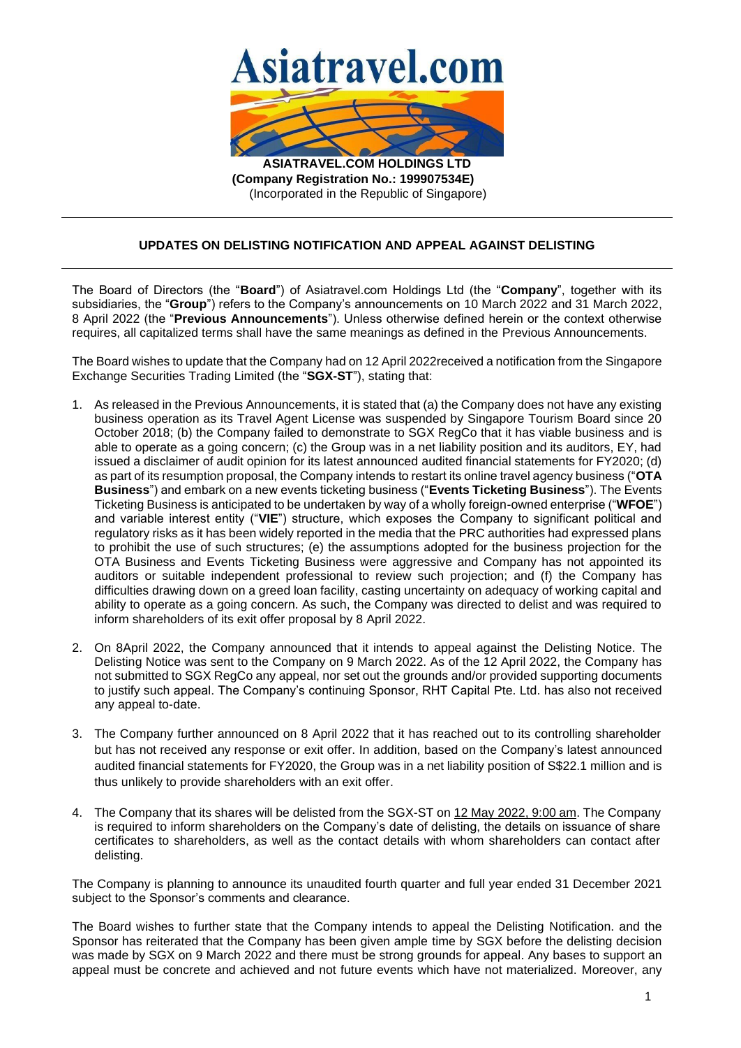# Asiatravel.com

**ASIATRAVEL.COM HOLDINGS LTD**
**(Company Registration No.: 199907534E)**
(Incorporated in the Republic of Singapore)

---

## UPDATES ON DELISTING NOTIFICATION AND APPEAL AGAINST DELISTING

---

The Board of Directors (the "**Board**") of Asiatravel.com Holdings Ltd (the "**Company**", together with its subsidiaries, the "**Group**") refers to the Company's announcements on 10 March 2022 and 31 March 2022, 8 April 2022 (the "**Previous Announcements**"). Unless otherwise defined herein or the context otherwise requires, all capitalized terms shall have the same meanings as defined in the Previous Announcements.

The Board wishes to update that the Company had on 12 April 2022received a notification from the Singapore Exchange Securities Trading Limited (the "**SGX-ST**"), stating that:

1. As released in the Previous Announcements, it is stated that (a) the Company does not have any existing business operation as its Travel Agent License was suspended by Singapore Tourism Board since 20 October 2018; (b) the Company failed to demonstrate to SGX RegCo that it has viable business and is able to operate as a going concern; (c) the Group was in a net liability position and its auditors, EY, had issued a disclaimer of audit opinion for its latest announced audited financial statements for FY2020; (d) as part of its resumption proposal, the Company intends to restart its online travel agency business ("**OTA Business**") and embark on a new events ticketing business ("**Events Ticketing Business**"). The Events Ticketing Business is anticipated to be undertaken by way of a wholly foreign-owned enterprise ("**WFOE**") and variable interest entity ("**VIE**") structure, which exposes the Company to significant political and regulatory risks as it has been widely reported in the media that the PRC authorities had expressed plans to prohibit the use of such structures; (e) the assumptions adopted for the business projection for the OTA Business and Events Ticketing Business were aggressive and Company has not appointed its auditors or suitable independent professional to review such projection; and (f) the Company has difficulties drawing down on a greed loan facility, casting uncertainty on adequacy of working capital and ability to operate as a going concern. As such, the Company was directed to delist and was required to inform shareholders of its exit offer proposal by 8 April 2022.

2. On 8April 2022, the Company announced that it intends to appeal against the Delisting Notice. The Delisting Notice was sent to the Company on 9 March 2022. As of the 12 April 2022, the Company has not submitted to SGX RegCo any appeal, nor set out the grounds and/or provided supporting documents to justify such appeal. The Company's continuing Sponsor, RHT Capital Pte. Ltd. has also not received any appeal to-date.

3. The Company further announced on 8 April 2022 that it has reached out to its controlling shareholder but has not received any response or exit offer. In addition, based on the Company's latest announced audited financial statements for FY2020, the Group was in a net liability position of S$22.1 million and is thus unlikely to provide shareholders with an exit offer.

4. The Company that its shares will be delisted from the SGX-ST on 12 May 2022, 9:00 am. The Company is required to inform shareholders on the Company's date of delisting, the details on issuance of share certificates to shareholders, as well as the contact details with whom shareholders can contact after delisting.

The Company is planning to announce its unaudited fourth quarter and full year ended 31 December 2021 subject to the Sponsor's comments and clearance.

The Board wishes to further state that the Company intends to appeal the Delisting Notification. and the Sponsor has reiterated that the Company has been given ample time by SGX before the delisting decision was made by SGX on 9 March 2022 and there must be strong grounds for appeal. Any bases to support an appeal must be concrete and achieved and not future events which have not materialized. Moreover, any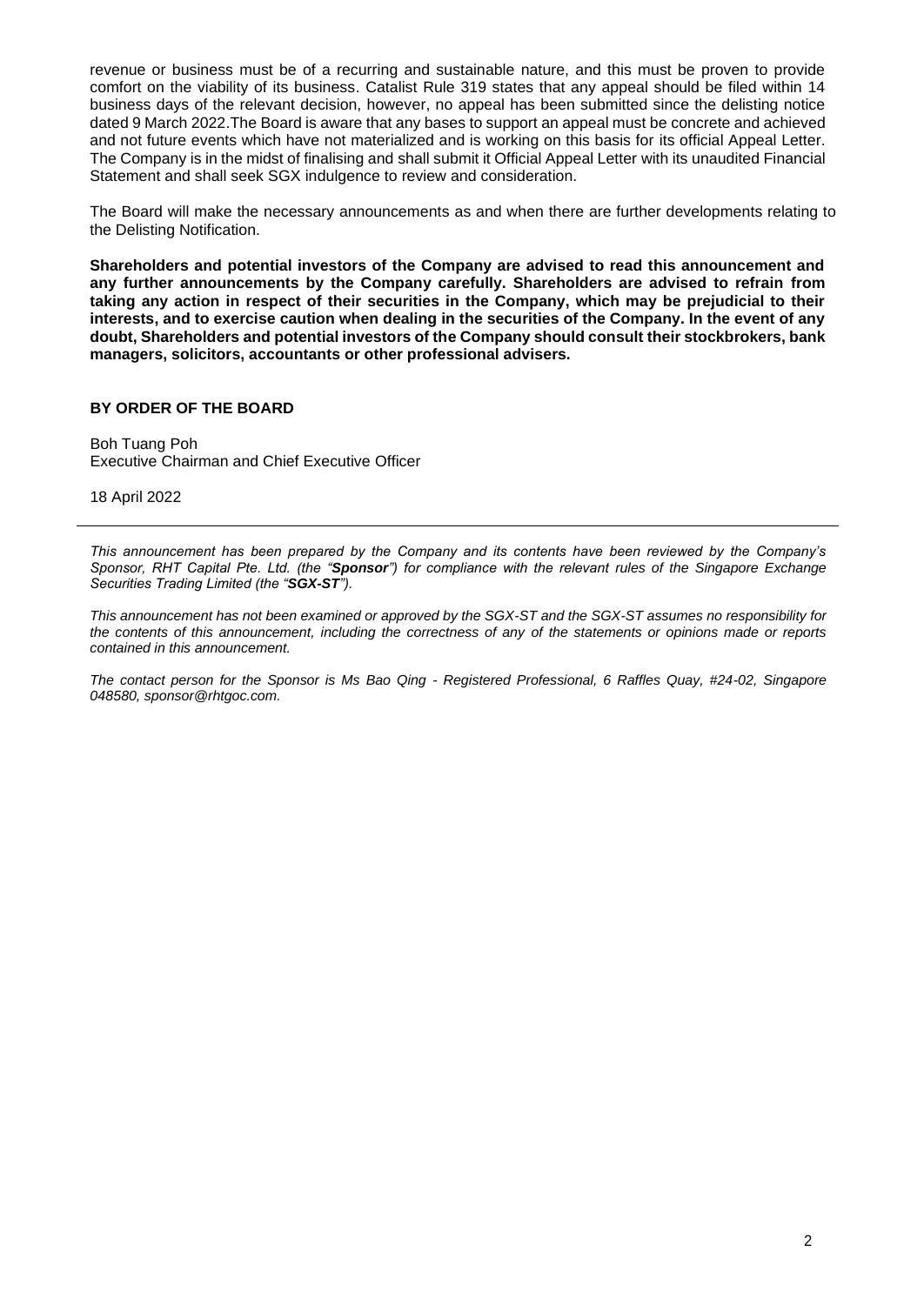revenue or business must be of a recurring and sustainable nature, and this must be proven to provide comfort on the viability of its business. Catalist Rule 319 states that any appeal should be filed within 14 business days of the relevant decision, however, no appeal has been submitted since the delisting notice dated 9 March 2022.The Board is aware that any bases to support an appeal must be concrete and achieved and not future events which have not materialized and is working on this basis for its official Appeal Letter. The Company is in the midst of finalising and shall submit it Official Appeal Letter with its unaudited Financial Statement and shall seek SGX indulgence to review and consideration.

The Board will make the necessary announcements as and when there are further developments relating to the Delisting Notification.

**Shareholders and potential investors of the Company are advised to read this announcement and any further announcements by the Company carefully. Shareholders are advised to refrain from taking any action in respect of their securities in the Company, which may be prejudicial to their interests, and to exercise caution when dealing in the securities of the Company. In the event of any doubt, Shareholders and potential investors of the Company should consult their stockbrokers, bank managers, solicitors, accountants or other professional advisers.**

**BY ORDER OF THE BOARD**

Boh Tuang Poh
Executive Chairman and Chief Executive Officer

18 April 2022

---

*This announcement has been prepared by the Company and its contents have been reviewed by the Company's Sponsor, RHT Capital Pte. Ltd. (the "**Sponsor**") for compliance with the relevant rules of the Singapore Exchange Securities Trading Limited (the "**SGX-ST**").*

*This announcement has not been examined or approved by the SGX-ST and the SGX-ST assumes no responsibility for the contents of this announcement, including the correctness of any of the statements or opinions made or reports contained in this announcement.*

*The contact person for the Sponsor is Ms Bao Qing - Registered Professional, 6 Raffles Quay, #24-02, Singapore 048580, sponsor@rhtgoc.com.*